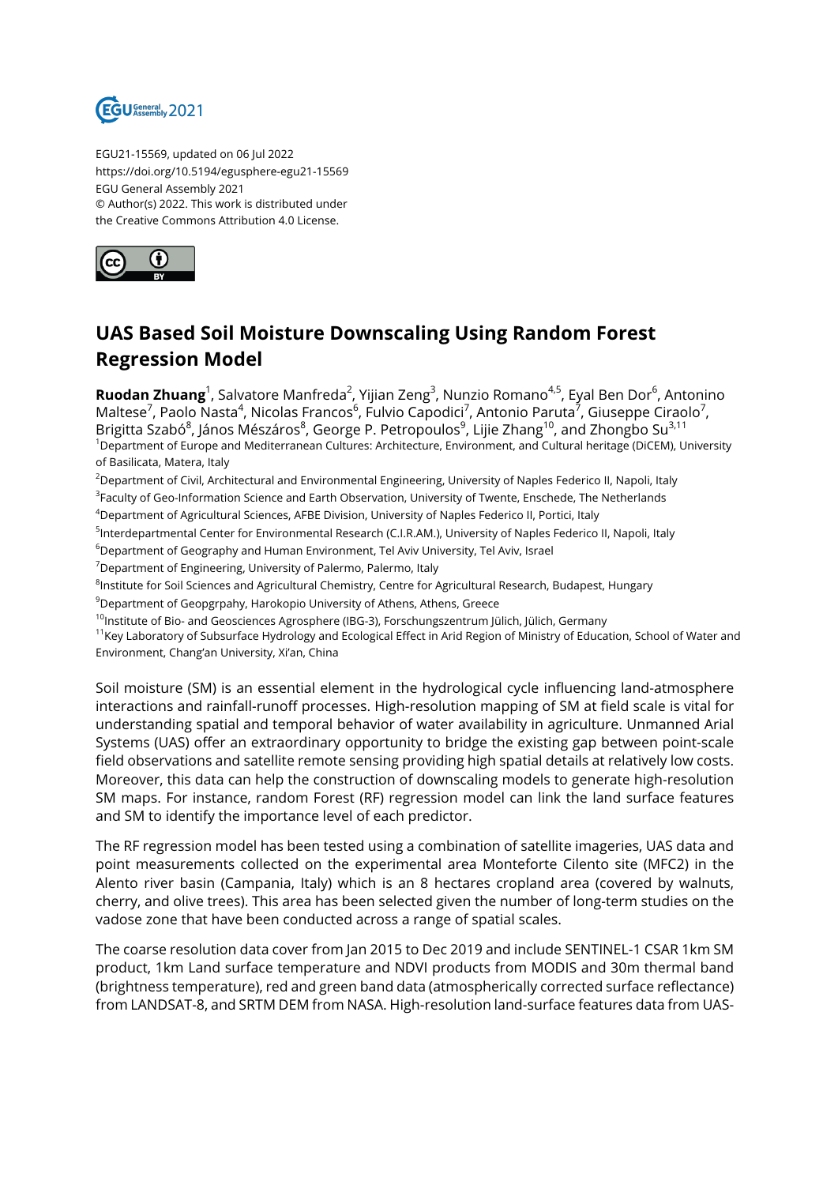EGU21-15569, updated on 06 Jul 2022
https://doi.org/10.5194/egusphere-egu21-15569
EGU General Assembly 2021
© Author(s) 2022. This work is distributed under
the Creative Commons Attribution 4.0 License.

# UAS Based Soil Moisture Downscaling Using Random Forest Regression Model

**Ruodan Zhuang**[1], Salvatore Manfreda[2], Yijian Zeng[3], Nunzio Romano[4,5], Eyal Ben Dor[6], Antonino Maltese[7], Paolo Nasta[4], Nicolas Francos[6], Fulvio Capodici[7], Antonio Paruta[7], Giuseppe Ciraolo[7], Brigitta Szabó[8], János Mészáros[8], George P. Petropoulos[9], Lijie Zhang[10], and Zhongbo Su[3,11]

[1]Department of Europe and Mediterranean Cultures: Architecture, Environment, and Cultural heritage (DiCEM), University of Basilicata, Matera, Italy

[2]Department of Civil, Architectural and Environmental Engineering, University of Naples Federico II, Napoli, Italy

[3]Faculty of Geo-Information Science and Earth Observation, University of Twente, Enschede, The Netherlands

[4]Department of Agricultural Sciences, AFBE Division, University of Naples Federico II, Portici, Italy

[5]Interdepartmental Center for Environmental Research (C.I.R.AM.), University of Naples Federico II, Napoli, Italy

[6]Department of Geography and Human Environment, Tel Aviv University, Tel Aviv, Israel

[7]Department of Engineering, University of Palermo, Palermo, Italy

[8]Institute for Soil Sciences and Agricultural Chemistry, Centre for Agricultural Research, Budapest, Hungary

[9]Department of Geopgrpahy, Harokopio University of Athens, Athens, Greece

[10]Institute of Bio- and Geosciences Agrosphere (IBG-3), Forschungszentrum Jülich, Jülich, Germany

[11]Key Laboratory of Subsurface Hydrology and Ecological Effect in Arid Region of Ministry of Education, School of Water and Environment, Chang'an University, Xi'an, China

Soil moisture (SM) is an essential element in the hydrological cycle influencing land-atmosphere interactions and rainfall-runoff processes. High-resolution mapping of SM at field scale is vital for understanding spatial and temporal behavior of water availability in agriculture. Unmanned Arial Systems (UAS) offer an extraordinary opportunity to bridge the existing gap between point-scale field observations and satellite remote sensing providing high spatial details at relatively low costs. Moreover, this data can help the construction of downscaling models to generate high-resolution SM maps. For instance, random Forest (RF) regression model can link the land surface features and SM to identify the importance level of each predictor.

The RF regression model has been tested using a combination of satellite imageries, UAS data and point measurements collected on the experimental area Monteforte Cilento site (MFC2) in the Alento river basin (Campania, Italy) which is an 8 hectares cropland area (covered by walnuts, cherry, and olive trees). This area has been selected given the number of long-term studies on the vadose zone that have been conducted across a range of spatial scales.

The coarse resolution data cover from Jan 2015 to Dec 2019 and include SENTINEL-1 CSAR 1km SM product, 1km Land surface temperature and NDVI products from MODIS and 30m thermal band (brightness temperature), red and green band data (atmospherically corrected surface reflectance) from LANDSAT-8, and SRTM DEM from NASA. High-resolution land-surface features data from UAS-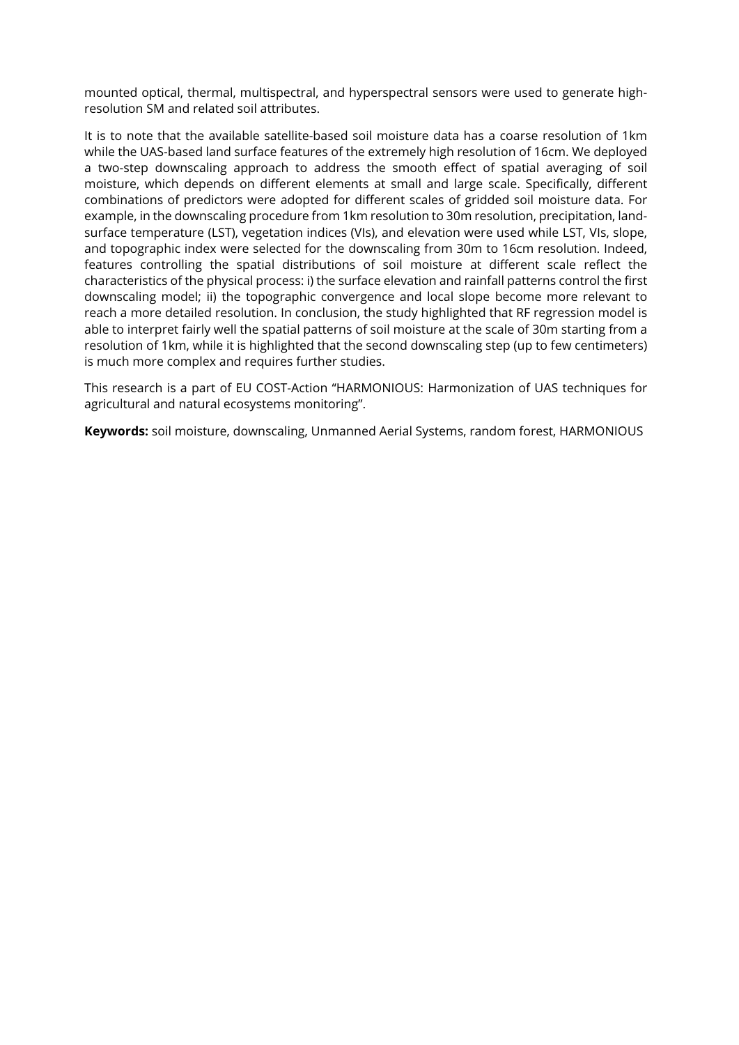mounted optical, thermal, multispectral, and hyperspectral sensors were used to generate high-resolution SM and related soil attributes.

It is to note that the available satellite-based soil moisture data has a coarse resolution of 1km while the UAS-based land surface features of the extremely high resolution of 16cm. We deployed a two-step downscaling approach to address the smooth effect of spatial averaging of soil moisture, which depends on different elements at small and large scale. Specifically, different combinations of predictors were adopted for different scales of gridded soil moisture data. For example, in the downscaling procedure from 1km resolution to 30m resolution, precipitation, land-surface temperature (LST), vegetation indices (VIs), and elevation were used while LST, VIs, slope, and topographic index were selected for the downscaling from 30m to 16cm resolution. Indeed, features controlling the spatial distributions of soil moisture at different scale reflect the characteristics of the physical process: i) the surface elevation and rainfall patterns control the first downscaling model; ii) the topographic convergence and local slope become more relevant to reach a more detailed resolution. In conclusion, the study highlighted that RF regression model is able to interpret fairly well the spatial patterns of soil moisture at the scale of 30m starting from a resolution of 1km, while it is highlighted that the second downscaling step (up to few centimeters) is much more complex and requires further studies.

This research is a part of EU COST-Action "HARMONIOUS: Harmonization of UAS techniques for agricultural and natural ecosystems monitoring".

**Keywords:** soil moisture, downscaling, Unmanned Aerial Systems, random forest, HARMONIOUS